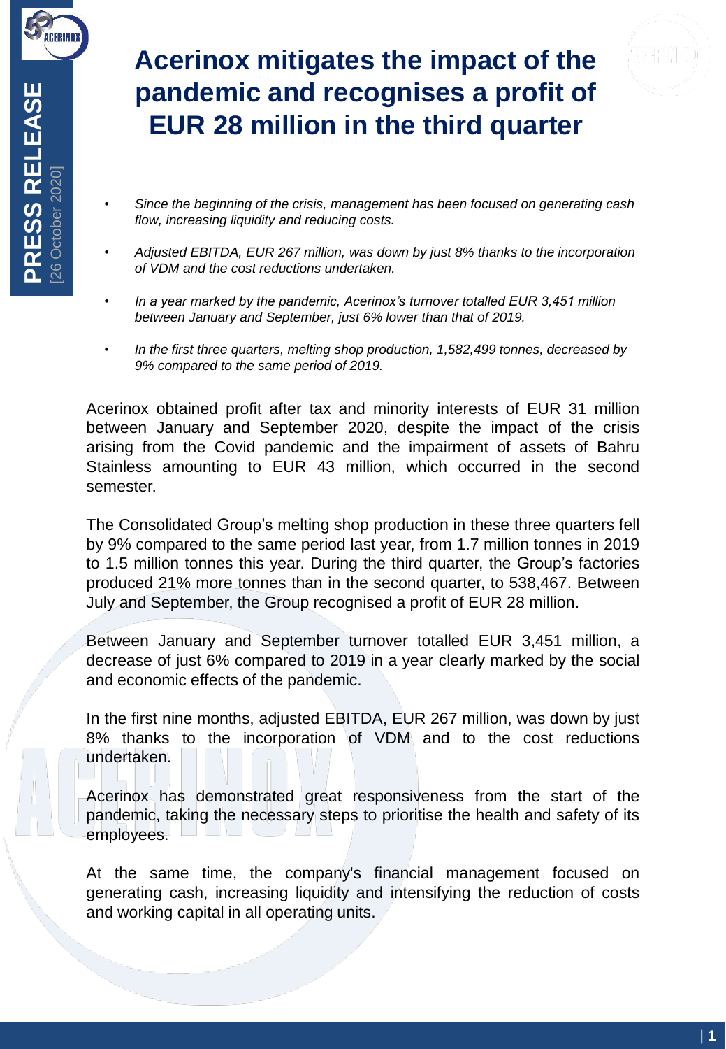PRESS RELEASE [26 October 2020]

# Acerinox mitigates the impact of the pandemic and recognises a profit of EUR 28 million in the third quarter

- *Since the beginning of the crisis, management has been focused on generating cash flow, increasing liquidity and reducing costs.*
- *Adjusted EBITDA, EUR 267 million, was down by just 8% thanks to the incorporation of VDM and the cost reductions undertaken.*
- *In a year marked by the pandemic, Acerinox's turnover totalled EUR 3,451 million between January and September, just 6% lower than that of 2019.*
- *In the first three quarters, melting shop production, 1,582,499 tonnes, decreased by 9% compared to the same period of 2019.*

Acerinox obtained profit after tax and minority interests of EUR 31 million between January and September 2020, despite the impact of the crisis arising from the Covid pandemic and the impairment of assets of Bahru Stainless amounting to EUR 43 million, which occurred in the second semester.

The Consolidated Group's melting shop production in these three quarters fell by 9% compared to the same period last year, from 1.7 million tonnes in 2019 to 1.5 million tonnes this year. During the third quarter, the Group's factories produced 21% more tonnes than in the second quarter, to 538,467. Between July and September, the Group recognised a profit of EUR 28 million.

Between January and September turnover totalled EUR 3,451 million, a decrease of just 6% compared to 2019 in a year clearly marked by the social and economic effects of the pandemic.

In the first nine months, adjusted EBITDA, EUR 267 million, was down by just 8% thanks to the incorporation of VDM and to the cost reductions undertaken.

Acerinox has demonstrated great responsiveness from the start of the pandemic, taking the necessary steps to prioritise the health and safety of its employees.

At the same time, the company's financial management focused on generating cash, increasing liquidity and intensifying the reduction of costs and working capital in all operating units.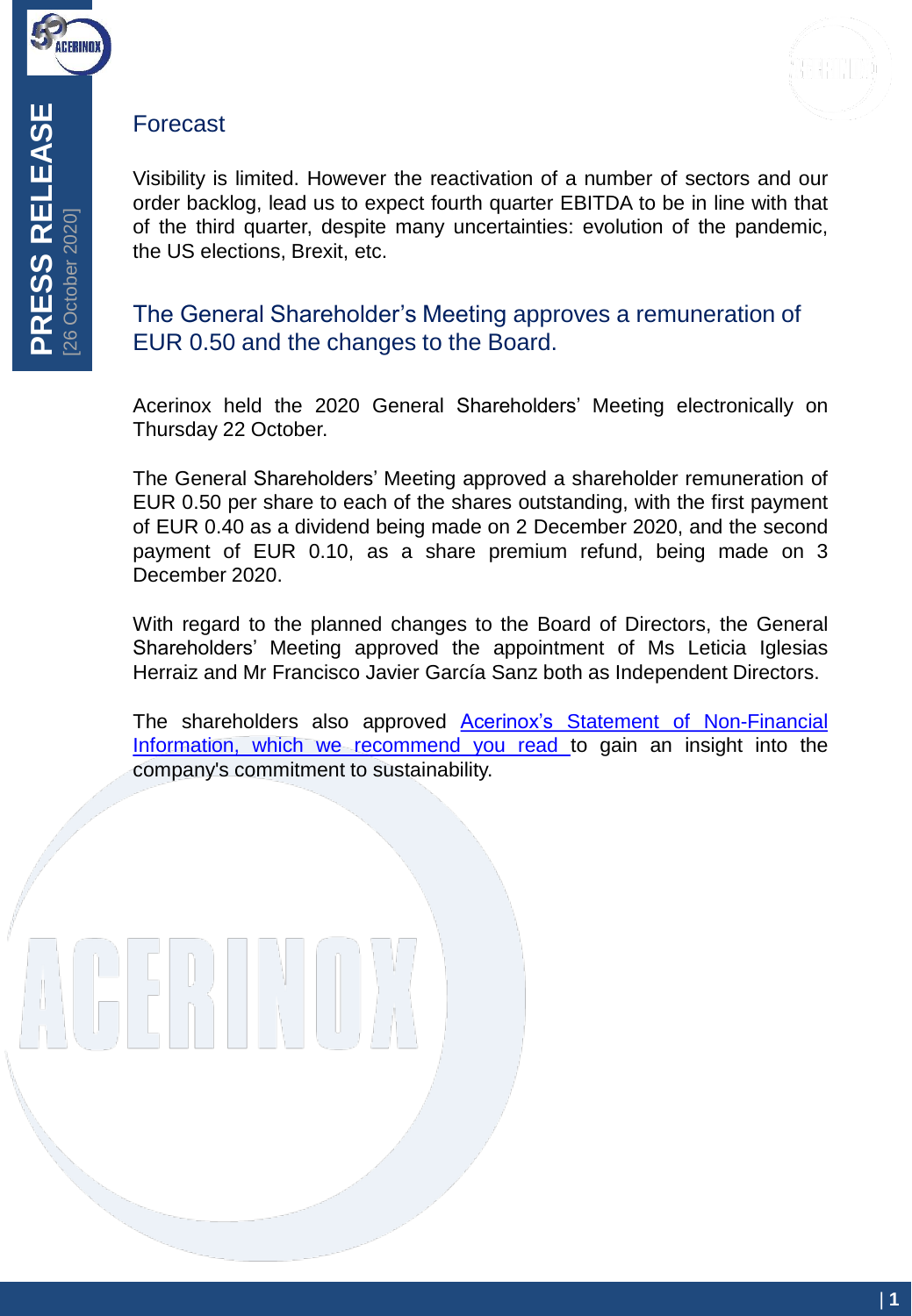## Forecast

Visibility is limited. However the reactivation of a number of sectors and our order backlog, lead us to expect fourth quarter EBITDA to be in line with that of the third quarter, despite many uncertainties: evolution of the pandemic, the US elections, Brexit, etc.

## The General Shareholder's Meeting approves a remuneration of EUR 0.50 and the changes to the Board.

Acerinox held the 2020 General Shareholders' Meeting electronically on Thursday 22 October.

The General Shareholders' Meeting approved a shareholder remuneration of EUR 0.50 per share to each of the shares outstanding, with the first payment of EUR 0.40 as a dividend being made on 2 December 2020, and the second payment of EUR 0.10, as a share premium refund, being made on 3 December 2020.

With regard to the planned changes to the Board of Directors, the General Shareholders' Meeting approved the appointment of Ms Leticia Iglesias Herraiz and Mr Francisco Javier García Sanz both as Independent Directors.

The shareholders also approved Acerinox's Statement of Non-Financial Information, which we recommend you read to gain an insight into the company's commitment to sustainability.